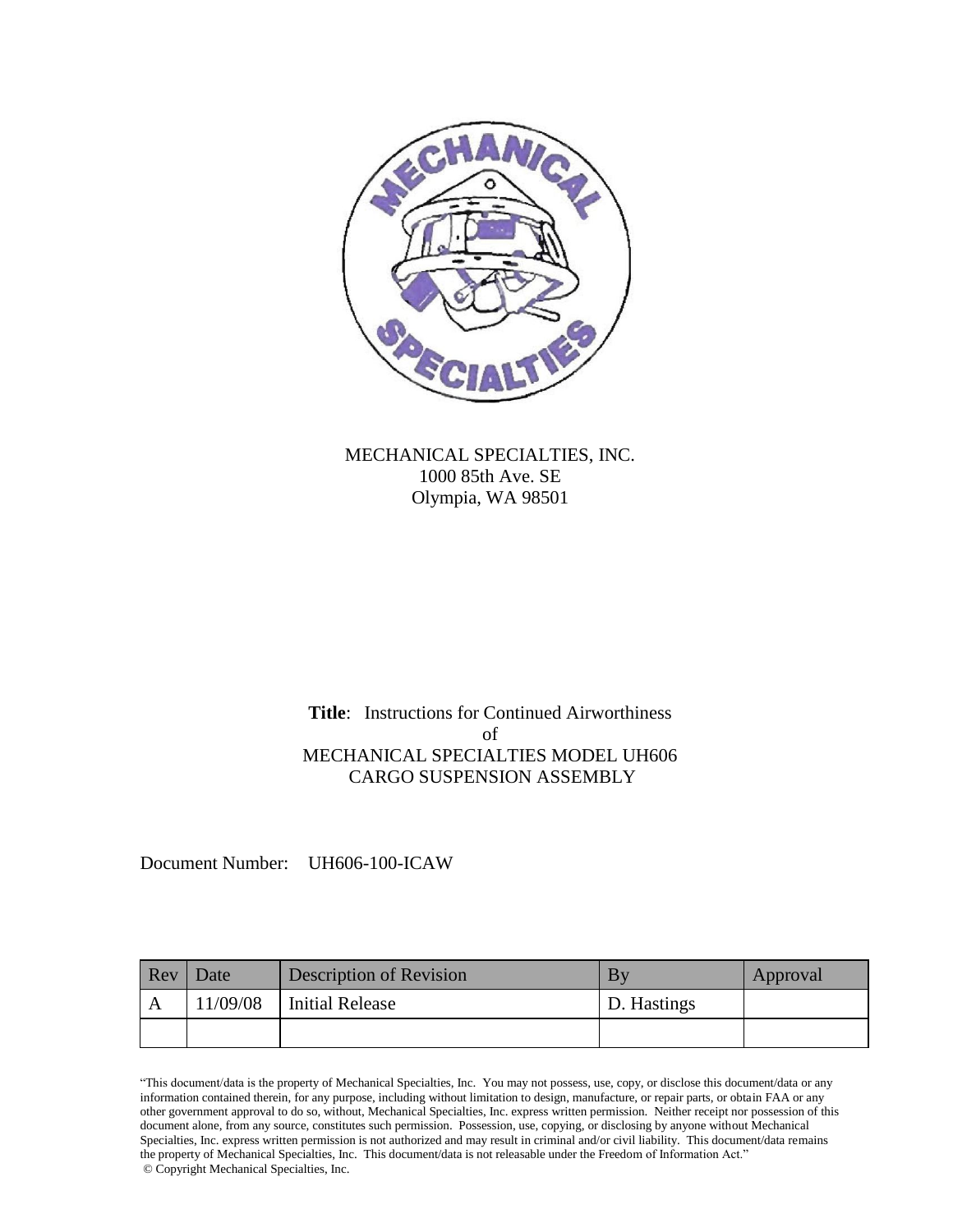MECHANICAL SPECIALTIES, INC.
1000 85th Ave. SE
Olympia, WA 98501

**Title**: Instructions for Continued Airworthiness
of
MECHANICAL SPECIALTIES MODEL UH606
CARGO SUSPENSION ASSEMBLY

Document Number: UH606-100-ICAW

| Rev | Date | Description of Revision | By | Approval |
|---|---|---|---|---|
| A | 11/09/08 | Initial Release | D. Hastings | |
| | | | | |

"This document/data is the property of Mechanical Specialties, Inc. You may not possess, use, copy, or disclose this document/data or any information contained therein, for any purpose, including without limitation to design, manufacture, or repair parts, or obtain FAA or any other government approval to do so, without, Mechanical Specialties, Inc. express written permission. Neither receipt nor possession of this document alone, from any source, constitutes such permission. Possession, use, copying, or disclosing by anyone without Mechanical Specialties, Inc. express written permission is not authorized and may result in criminal and/or civil liability. This document/data remains the property of Mechanical Specialties, Inc. This document/data is not releasable under the Freedom of Information Act."
© Copyright Mechanical Specialties, Inc.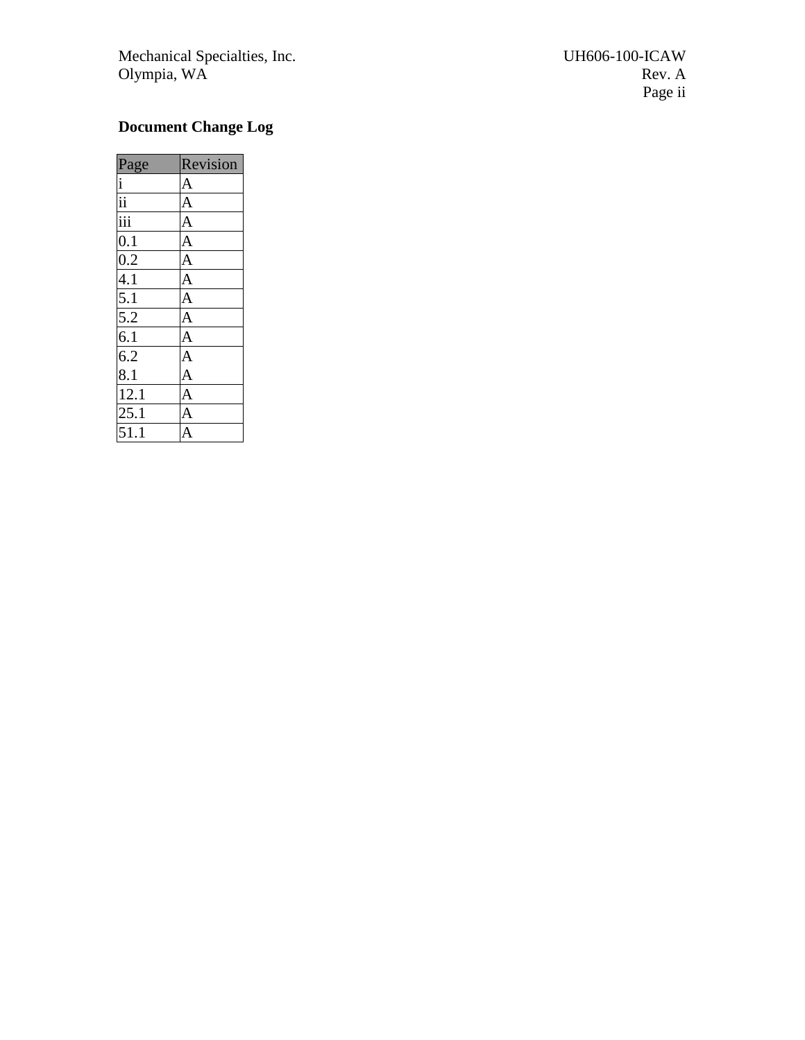# Document Change Log

| Page | Revision |
| --- | --- |
| i | A |
| ii | A |
| iii | A |
| 0.1 | A |
| 0.2 | A |
| 4.1 | A |
| 5.1 | A |
| 5.2 | A |
| 6.1 | A |
| 6.2 | A |
| 8.1 | A |
| 12.1 | A |
| 25.1 | A |
| 51.1 | A |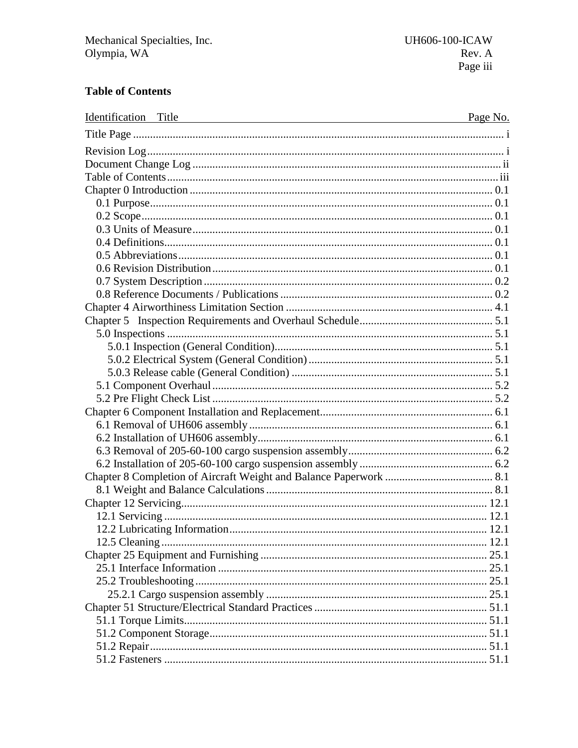**Table of Contents**

| Identification Title | Page No. |
|---|---|
| Title Page | i |
| Revision Log | i |
| Document Change Log | ii |
| Table of Contents | iii |
| Chapter 0 Introduction | 0.1 |
| 0.1 Purpose | 0.1 |
| 0.2 Scope | 0.1 |
| 0.3 Units of Measure | 0.1 |
| 0.4 Definitions | 0.1 |
| 0.5 Abbreviations | 0.1 |
| 0.6 Revision Distribution | 0.1 |
| 0.7 System Description | 0.2 |
| 0.8 Reference Documents / Publications | 0.2 |
| Chapter 4 Airworthiness Limitation Section | 4.1 |
| Chapter 5 Inspection Requirements and Overhaul Schedule | 5.1 |
| 5.0 Inspections | 5.1 |
| 5.0.1 Inspection (General Condition) | 5.1 |
| 5.0.2 Electrical System (General Condition) | 5.1 |
| 5.0.3 Release cable (General Condition) | 5.1 |
| 5.1 Component Overhaul | 5.2 |
| 5.2 Pre Flight Check List | 5.2 |
| Chapter 6 Component Installation and Replacement | 6.1 |
| 6.1 Removal of UH606 assembly | 6.1 |
| 6.2 Installation of UH606 assembly | 6.1 |
| 6.3 Removal of 205-60-100 cargo suspension assembly | 6.2 |
| 6.2 Installation of 205-60-100 cargo suspension assembly | 6.2 |
| Chapter 8 Completion of Aircraft Weight and Balance Paperwork | 8.1 |
| 8.1 Weight and Balance Calculations | 8.1 |
| Chapter 12 Servicing | 12.1 |
| 12.1 Servicing | 12.1 |
| 12.2 Lubricating Information | 12.1 |
| 12.5 Cleaning | 12.1 |
| Chapter 25 Equipment and Furnishing | 25.1 |
| 25.1 Interface Information | 25.1 |
| 25.2 Troubleshooting | 25.1 |
| 25.2.1 Cargo suspension assembly | 25.1 |
| Chapter 51 Structure/Electrical Standard Practices | 51.1 |
| 51.1 Torque Limits | 51.1 |
| 51.2 Component Storage | 51.1 |
| 51.2 Repair | 51.1 |
| 51.2 Fasteners | 51.1 |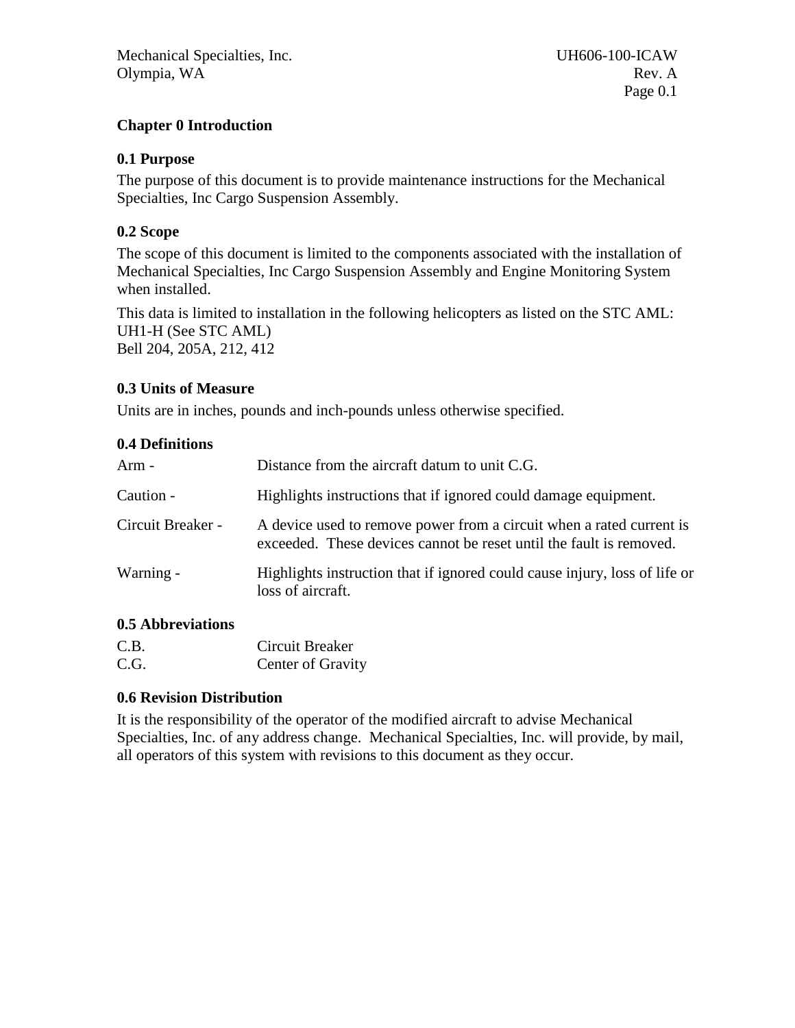# Chapter 0 Introduction

## 0.1 Purpose

The purpose of this document is to provide maintenance instructions for the Mechanical Specialties, Inc Cargo Suspension Assembly.

## 0.2 Scope

The scope of this document is limited to the components associated with the installation of Mechanical Specialties, Inc Cargo Suspension Assembly and Engine Monitoring System when installed.

This data is limited to installation in the following helicopters as listed on the STC AML:
UH1-H (See STC AML)
Bell 204, 205A, 212, 412

## 0.3 Units of Measure

Units are in inches, pounds and inch-pounds unless otherwise specified.

## 0.4 Definitions

| | |
|---|---|
| Arm - | Distance from the aircraft datum to unit C.G. |
| Caution - | Highlights instructions that if ignored could damage equipment. |
| Circuit Breaker - | A device used to remove power from a circuit when a rated current is exceeded. These devices cannot be reset until the fault is removed. |
| Warning - | Highlights instruction that if ignored could cause injury, loss of life or loss of aircraft. |

## 0.5 Abbreviations

| | |
|---|---|
| C.B. | Circuit Breaker |
| C.G. | Center of Gravity |

## 0.6 Revision Distribution

It is the responsibility of the operator of the modified aircraft to advise Mechanical Specialties, Inc. of any address change. Mechanical Specialties, Inc. will provide, by mail, all operators of this system with revisions to this document as they occur.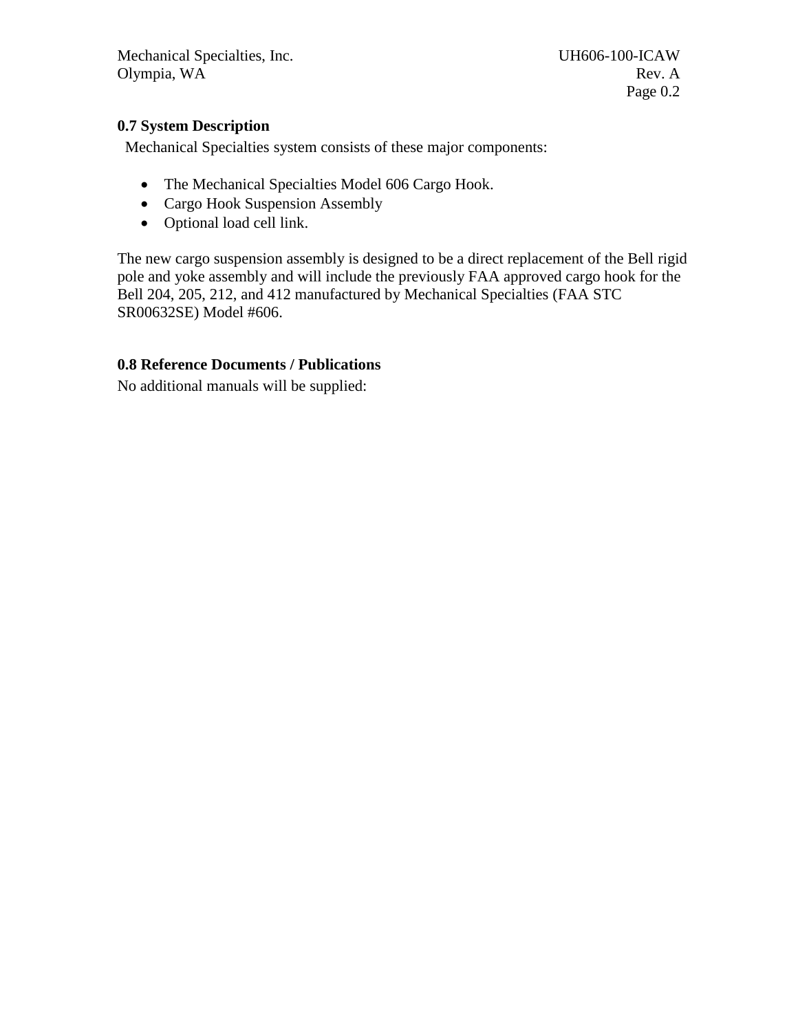## 0.7 System Description

Mechanical Specialties system consists of these major components:

- The Mechanical Specialties Model 606 Cargo Hook.
- Cargo Hook Suspension Assembly
- Optional load cell link.

The new cargo suspension assembly is designed to be a direct replacement of the Bell rigid pole and yoke assembly and will include the previously FAA approved cargo hook for the Bell 204, 205, 212, and 412 manufactured by Mechanical Specialties (FAA STC SR00632SE) Model #606.

## 0.8 Reference Documents / Publications

No additional manuals will be supplied: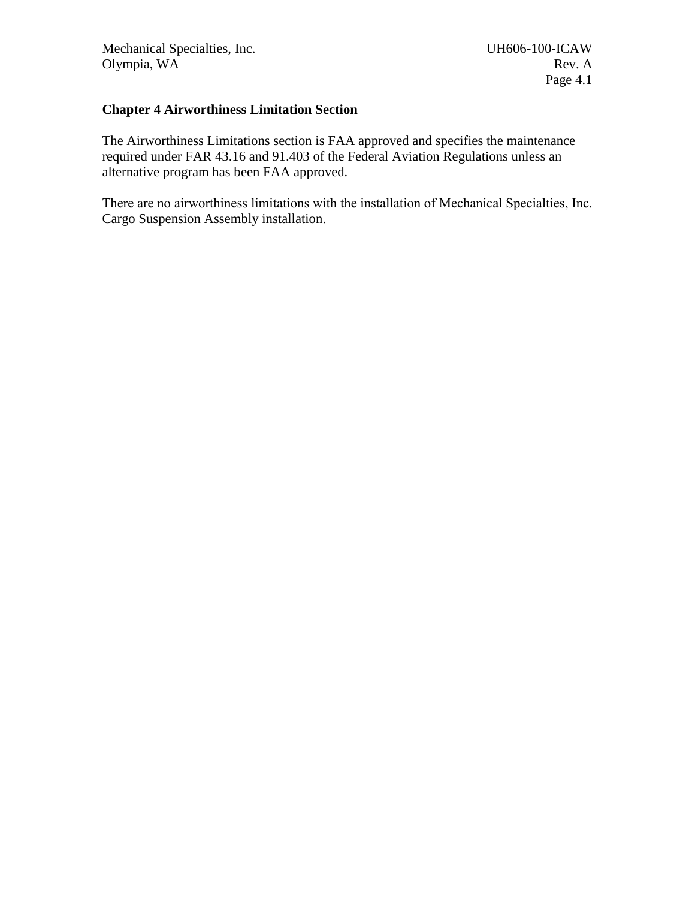## Chapter 4 Airworthiness Limitation Section

The Airworthiness Limitations section is FAA approved and specifies the maintenance required under FAR 43.16 and 91.403 of the Federal Aviation Regulations unless an alternative program has been FAA approved.

There are no airworthiness limitations with the installation of Mechanical Specialties, Inc. Cargo Suspension Assembly installation.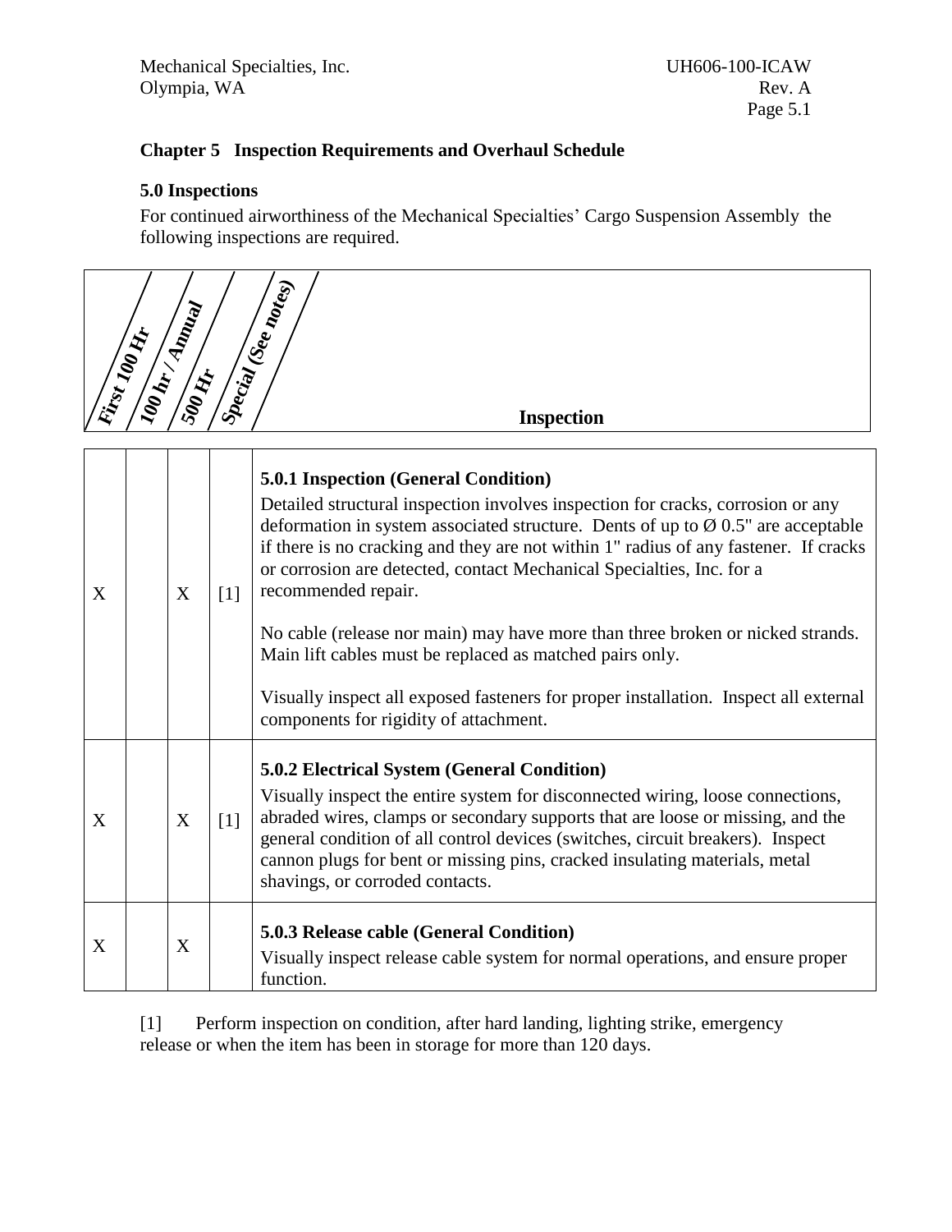## Chapter 5 Inspection Requirements and Overhaul Schedule

### 5.0 Inspections

For continued airworthiness of the Mechanical Specialties' Cargo Suspension Assembly the following inspections are required.

| First 100 Hr | 100 hr / Annual | 500 Hr | Special (See notes) | Inspection |
|---|---|---|---|---|
| X | | X | [1] | **5.0.1 Inspection (General Condition)**<br>Detailed structural inspection involves inspection for cracks, corrosion or any deformation in system associated structure. Dents of up to Ø 0.5" are acceptable if there is no cracking and they are not within 1" radius of any fastener. If cracks or corrosion are detected, contact Mechanical Specialties, Inc. for a recommended repair.<br><br>No cable (release nor main) may have more than three broken or nicked strands. Main lift cables must be replaced as matched pairs only.<br><br>Visually inspect all exposed fasteners for proper installation. Inspect all external components for rigidity of attachment. |
| X | | X | [1] | **5.0.2 Electrical System (General Condition)**<br>Visually inspect the entire system for disconnected wiring, loose connections, abraded wires, clamps or secondary supports that are loose or missing, and the general condition of all control devices (switches, circuit breakers). Inspect cannon plugs for bent or missing pins, cracked insulating materials, metal shavings, or corroded contacts. |
| X | | X | | **5.0.3 Release cable (General Condition)**<br>Visually inspect release cable system for normal operations, and ensure proper function. |

[1] Perform inspection on condition, after hard landing, lighting strike, emergency release or when the item has been in storage for more than 120 days.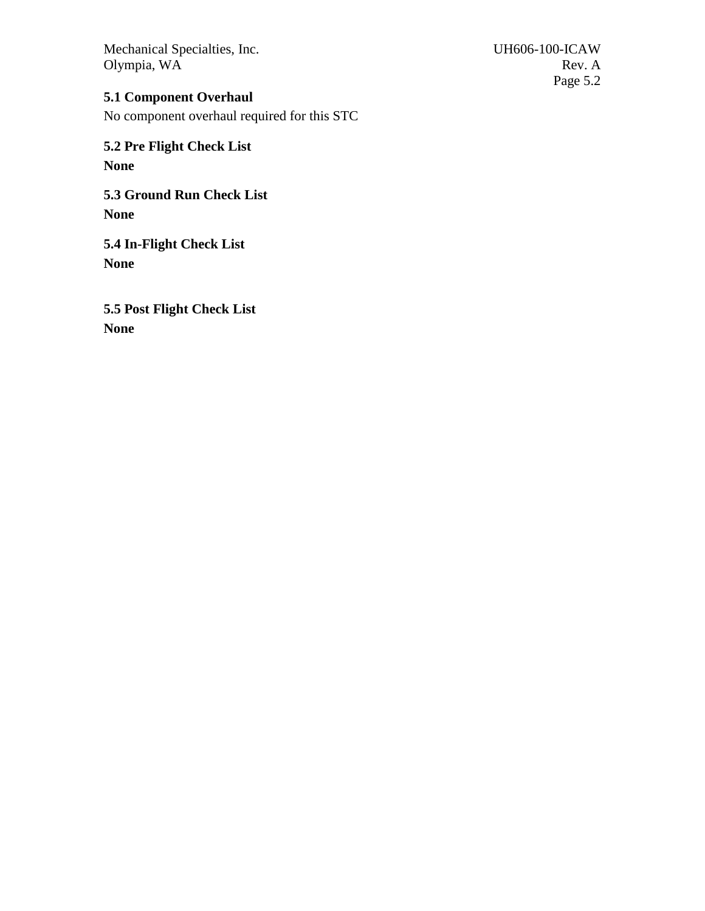## 5.1 Component Overhaul

No component overhaul required for this STC

## 5.2 Pre Flight Check List

**None**

## 5.3 Ground Run Check List

**None**

## 5.4 In-Flight Check List

**None**

## 5.5 Post Flight Check List

**None**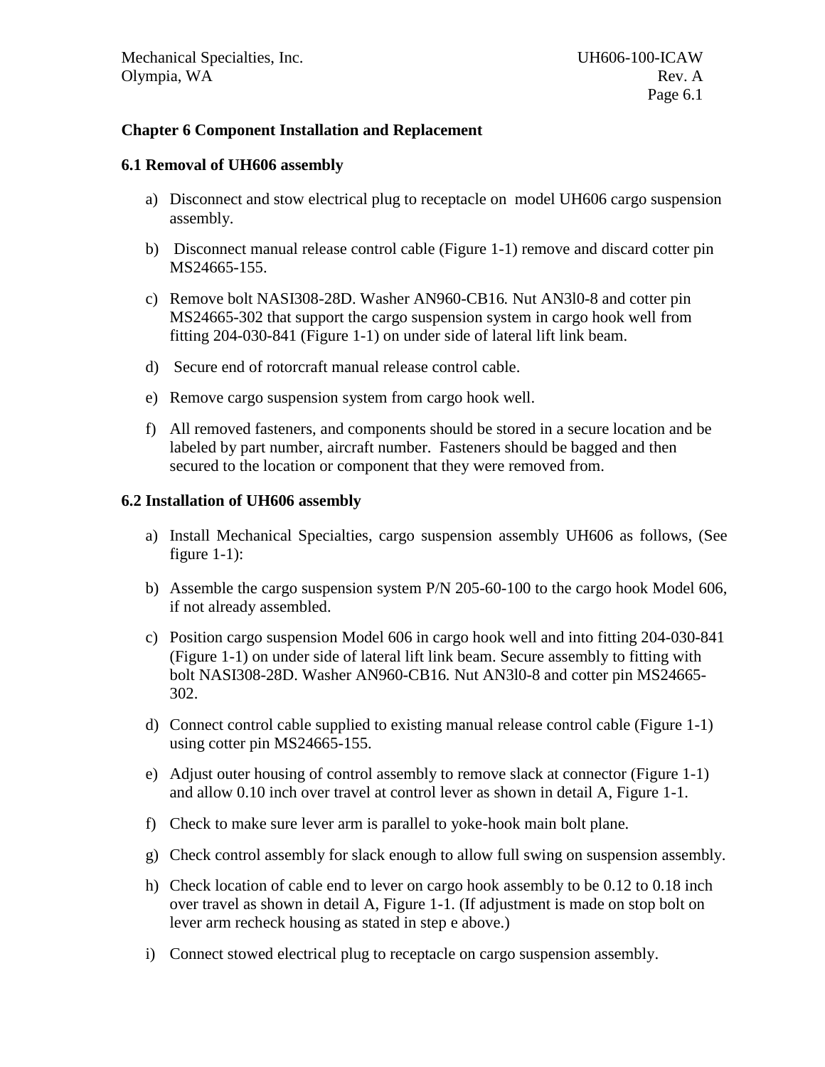## Chapter 6 Component Installation and Replacement

### 6.1 Removal of UH606 assembly

a) Disconnect and stow electrical plug to receptacle on  model UH606 cargo suspension assembly.

b)  Disconnect manual release control cable (Figure 1-1) remove and discard cotter pin MS24665-155.

c) Remove bolt NASI308-28D. Washer AN960-CB16. Nut AN3l0-8 and cotter pin MS24665-302 that support the cargo suspension system in cargo hook well from fitting 204-030-841 (Figure 1-1) on under side of lateral lift link beam.

d)  Secure end of rotorcraft manual release control cable.

e) Remove cargo suspension system from cargo hook well.

f) All removed fasteners, and components should be stored in a secure location and be labeled by part number, aircraft number.  Fasteners should be bagged and then secured to the location or component that they were removed from.

### 6.2 Installation of UH606 assembly

a) Install Mechanical Specialties, cargo suspension assembly UH606 as follows, (See figure 1-1):

b) Assemble the cargo suspension system P/N 205-60-100 to the cargo hook Model 606, if not already assembled.

c) Position cargo suspension Model 606 in cargo hook well and into fitting 204-030-841 (Figure 1-1) on under side of lateral lift link beam. Secure assembly to fitting with bolt NASI308-28D. Washer AN960-CB16. Nut AN3l0-8 and cotter pin MS24665-302.

d) Connect control cable supplied to existing manual release control cable (Figure 1-1) using cotter pin MS24665-155.

e) Adjust outer housing of control assembly to remove slack at connector (Figure 1-1) and allow 0.10 inch over travel at control lever as shown in detail A, Figure 1-1.

f) Check to make sure lever arm is parallel to yoke-hook main bolt plane.

g) Check control assembly for slack enough to allow full swing on suspension assembly.

h) Check location of cable end to lever on cargo hook assembly to be 0.12 to 0.18 inch over travel as shown in detail A, Figure 1-1. (If adjustment is made on stop bolt on lever arm recheck housing as stated in step e above.)

i) Connect stowed electrical plug to receptacle on cargo suspension assembly.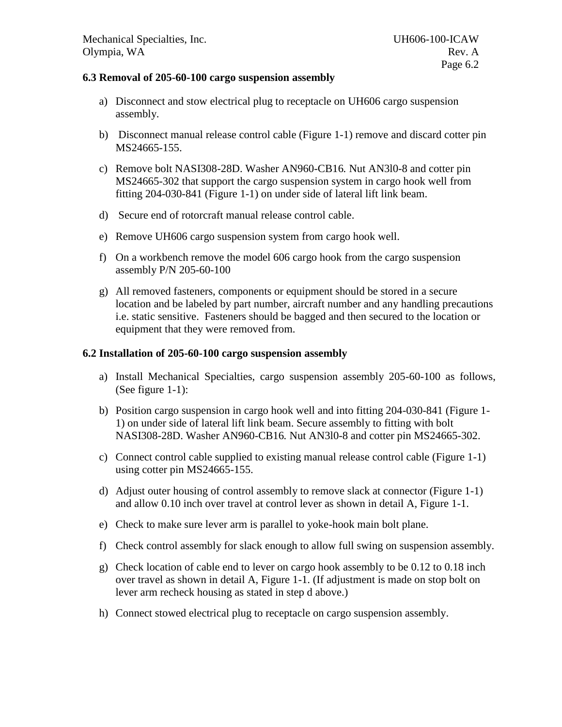### 6.3 Removal of 205-60-100 cargo suspension assembly

a) Disconnect and stow electrical plug to receptacle on UH606 cargo suspension assembly.

b) Disconnect manual release control cable (Figure 1-1) remove and discard cotter pin MS24665-155.

c) Remove bolt NASI308-28D. Washer AN960-CB16. Nut AN3l0-8 and cotter pin MS24665-302 that support the cargo suspension system in cargo hook well from fitting 204-030-841 (Figure 1-1) on under side of lateral lift link beam.

d) Secure end of rotorcraft manual release control cable.

e) Remove UH606 cargo suspension system from cargo hook well.

f) On a workbench remove the model 606 cargo hook from the cargo suspension assembly P/N 205-60-100

g) All removed fasteners, components or equipment should be stored in a secure location and be labeled by part number, aircraft number and any handling precautions i.e. static sensitive. Fasteners should be bagged and then secured to the location or equipment that they were removed from.

### 6.2 Installation of 205-60-100 cargo suspension assembly

a) Install Mechanical Specialties, cargo suspension assembly 205-60-100 as follows, (See figure 1-1):

b) Position cargo suspension in cargo hook well and into fitting 204-030-841 (Figure 1-1) on under side of lateral lift link beam. Secure assembly to fitting with bolt NASI308-28D. Washer AN960-CB16. Nut AN3l0-8 and cotter pin MS24665-302.

c) Connect control cable supplied to existing manual release control cable (Figure 1-1) using cotter pin MS24665-155.

d) Adjust outer housing of control assembly to remove slack at connector (Figure 1-1) and allow 0.10 inch over travel at control lever as shown in detail A, Figure 1-1.

e) Check to make sure lever arm is parallel to yoke-hook main bolt plane.

f) Check control assembly for slack enough to allow full swing on suspension assembly.

g) Check location of cable end to lever on cargo hook assembly to be 0.12 to 0.18 inch over travel as shown in detail A, Figure 1-1. (If adjustment is made on stop bolt on lever arm recheck housing as stated in step d above.)

h) Connect stowed electrical plug to receptacle on cargo suspension assembly.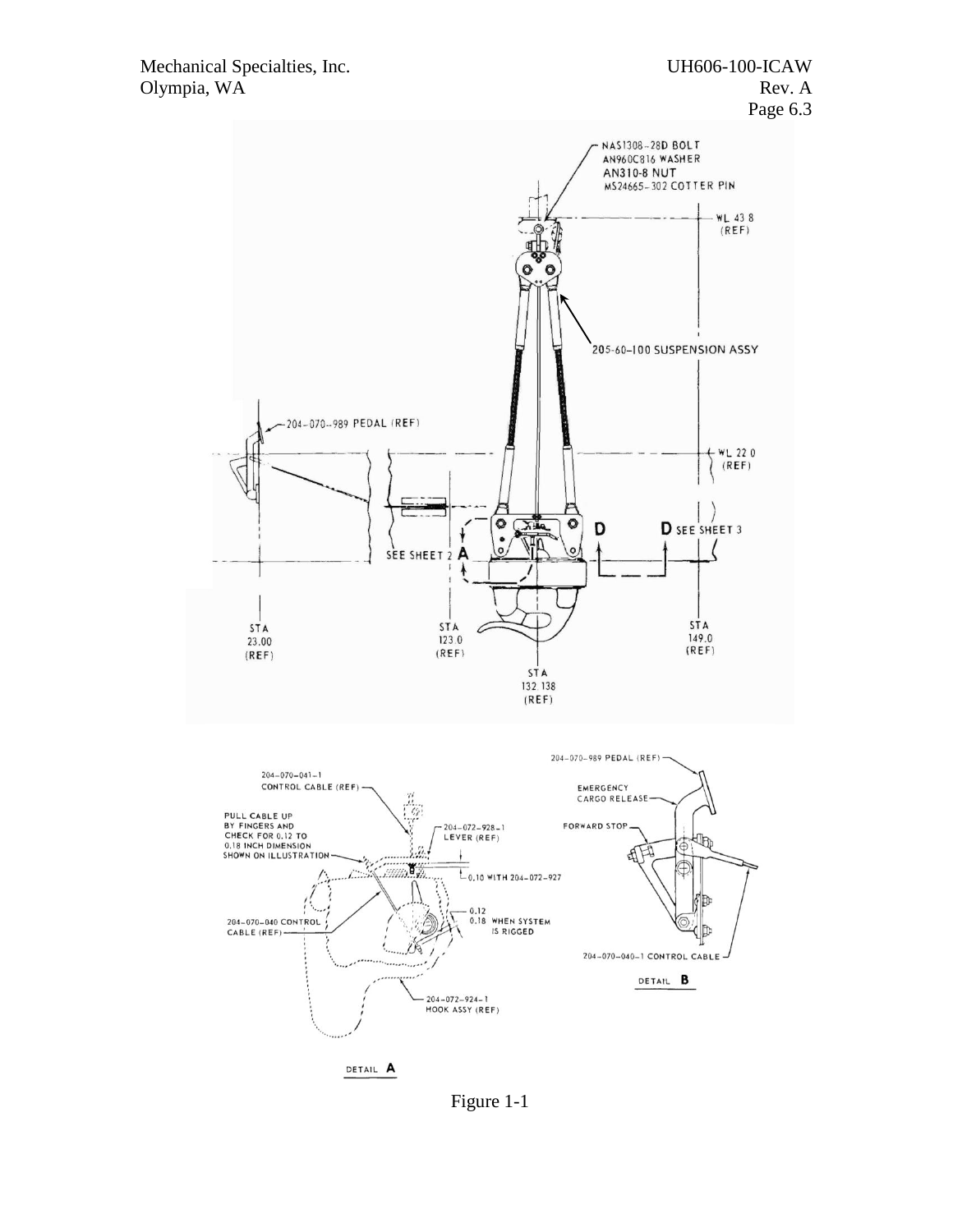Figure 1-1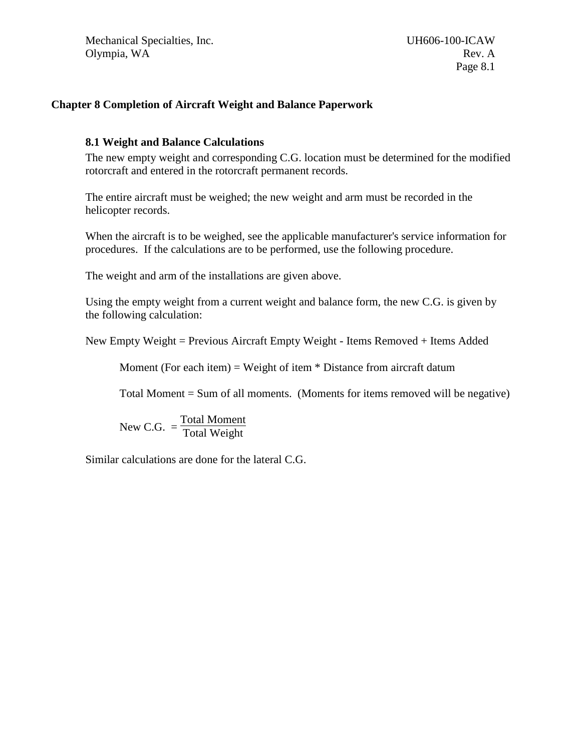## Chapter 8 Completion of Aircraft Weight and Balance Paperwork

### 8.1 Weight and Balance Calculations

The new empty weight and corresponding C.G. location must be determined for the modified rotorcraft and entered in the rotorcraft permanent records.

The entire aircraft must be weighed; the new weight and arm must be recorded in the helicopter records.

When the aircraft is to be weighed, see the applicable manufacturer's service information for procedures. If the calculations are to be performed, use the following procedure.

The weight and arm of the installations are given above.

Using the empty weight from a current weight and balance form, the new C.G. is given by the following calculation:

New Empty Weight = Previous Aircraft Empty Weight - Items Removed + Items Added

Moment (For each item) = Weight of item * Distance from aircraft datum

Total Moment = Sum of all moments. (Moments for items removed will be negative)

$$\text{New C.G.} = \frac{\text{Total Moment}}{\text{Total Weight}}$$

Similar calculations are done for the lateral C.G.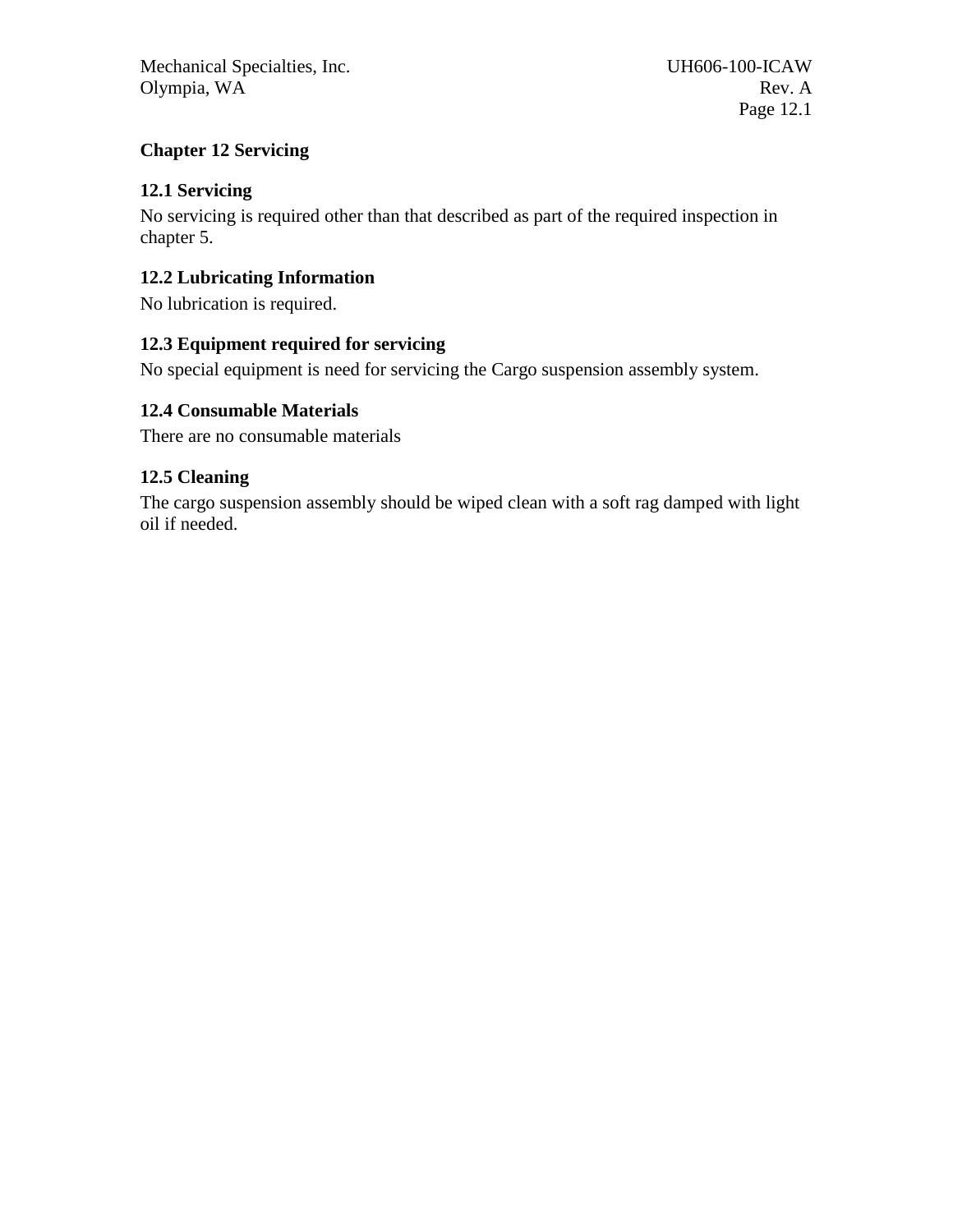# Chapter 12 Servicing

## 12.1 Servicing

No servicing is required other than that described as part of the required inspection in chapter 5.

## 12.2 Lubricating Information

No lubrication is required.

## 12.3 Equipment required for servicing

No special equipment is need for servicing the Cargo suspension assembly system.

## 12.4 Consumable Materials

There are no consumable materials

## 12.5 Cleaning

The cargo suspension assembly should be wiped clean with a soft rag damped with light oil if needed.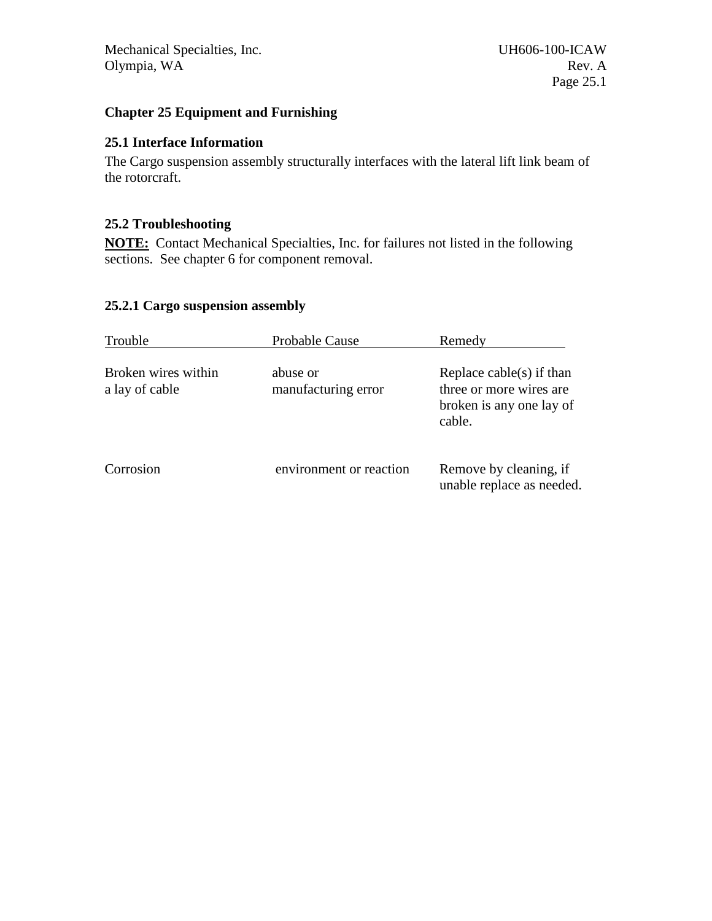## Chapter 25 Equipment and Furnishing

### 25.1 Interface Information

The Cargo suspension assembly structurally interfaces with the lateral lift link beam of the rotorcraft.

### 25.2 Troubleshooting

**NOTE:** Contact Mechanical Specialties, Inc. for failures not listed in the following sections. See chapter 6 for component removal.

#### 25.2.1 Cargo suspension assembly

| Trouble | Probable Cause | Remedy |
|---|---|---|
| Broken wires within a lay of cable | abuse or manufacturing error | Replace cable(s) if than three or more wires are broken is any one lay of cable. |
| Corrosion | environment or reaction | Remove by cleaning, if unable replace as needed. |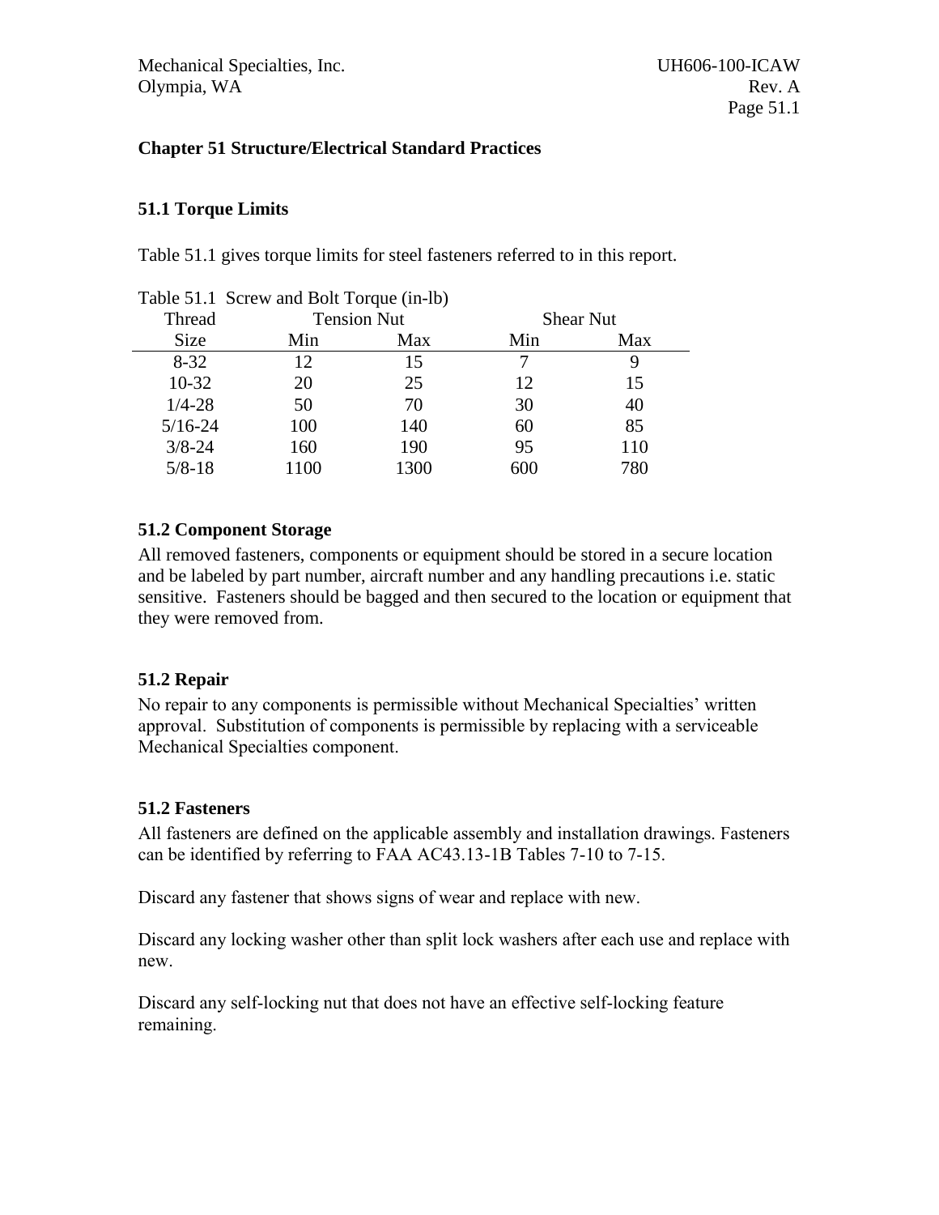## Chapter 51 Structure/Electrical Standard Practices

### 51.1 Torque Limits

Table 51.1 gives torque limits for steel fasteners referred to in this report.

Table 51.1 Screw and Bolt Torque (in-lb)

| Thread | Tension Nut | | Shear Nut | |
|---|---|---|---|---|
| Size | Min | Max | Min | Max |
| 8-32 | 12 | 15 | 7 | 9 |
| 10-32 | 20 | 25 | 12 | 15 |
| 1/4-28 | 50 | 70 | 30 | 40 |
| 5/16-24 | 100 | 140 | 60 | 85 |
| 3/8-24 | 160 | 190 | 95 | 110 |
| 5/8-18 | 1100 | 1300 | 600 | 780 |

### 51.2 Component Storage

All removed fasteners, components or equipment should be stored in a secure location and be labeled by part number, aircraft number and any handling precautions i.e. static sensitive. Fasteners should be bagged and then secured to the location or equipment that they were removed from.

### 51.2 Repair

No repair to any components is permissible without Mechanical Specialties' written approval. Substitution of components is permissible by replacing with a serviceable Mechanical Specialties component.

### 51.2 Fasteners

All fasteners are defined on the applicable assembly and installation drawings. Fasteners can be identified by referring to FAA AC43.13-1B Tables 7-10 to 7-15.

Discard any fastener that shows signs of wear and replace with new.

Discard any locking washer other than split lock washers after each use and replace with new.

Discard any self-locking nut that does not have an effective self-locking feature remaining.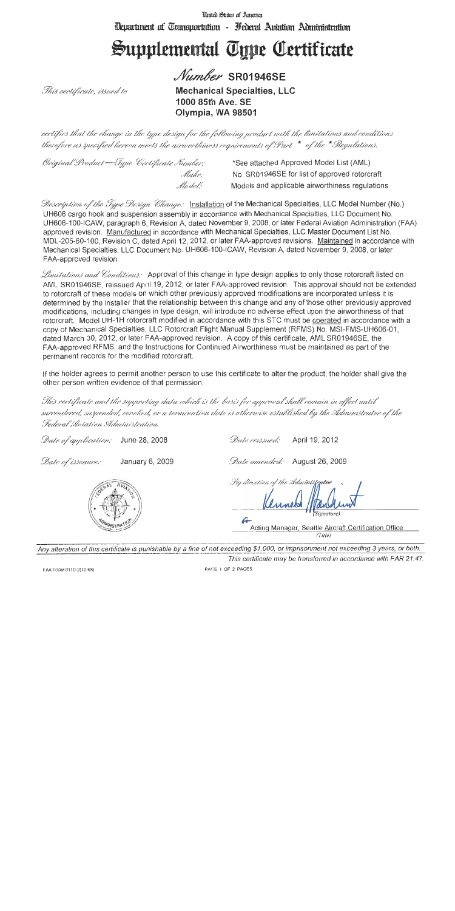United States of America

Department of Transportation - Federal Aviation Administration

# Supplemental Type Certificate

## *Number* SR01946SE

*This certificate, issued to*

**Mechanical Specialties, LLC**
**1000 85th Ave. SE**
**Olympia, WA 98501**

*certifies that the change in the type design for the following product with the limitations and conditions therefore as specified hereon meets the airworthiness requirements of Part \* of the \*Regulations.*

*Original Product—Type Certificate Number:* \*See attached Approved Model List (AML)
*Make:* No. SR01946SE for list of approved rotorcraft
*Model:* Models and applicable airworthiness regulations

*Description of the Type Design Change:* Installation of the Mechanical Specialties, LLC Model Number (No.) UH606 cargo hook and suspension assembly in accordance with Mechanical Specialties, LLC Document No. UH606-100-ICAW, paragraph 6, Revision A, dated November 9, 2008, or later Federal Aviation Administration (FAA) approved revision. Manufactured in accordance with Mechanical Specialties, LLC Master Document List No. MDL-205-60-100, Revision C, dated April 12, 2012, or later FAA-approved revisions. Maintained in accordance with Mechanical Specialties, LLC Document No. UH606-100-ICAW, Revision A, dated November 9, 2008, or later FAA-approved revision.

*Limitations and Conditions:* Approval of this change in type design applies to only those rotorcraft listed on AML SR01946SE, reissued April 19, 2012, or later FAA-approved revision. This approval should not be extended to rotorcraft of these models on which other previously approved modifications are incorporated unless it is determined by the installer that the relationship between this change and any of those other previously approved modifications, including changes in type design, will introduce no adverse effect upon the airworthiness of that rotorcraft. Model UH-1H rotorcraft modified in accordance with this STC must be operated in accordance with a copy of Mechanical Specialties, LLC Rotorcraft Flight Manual Supplement (RFMS) No. MSI-FMS-UH606-01, dated March 30, 2012, or later FAA-approved revision. A copy of this certificate, AML SR01946SE, the FAA-approved RFMS, and the Instructions for Continued Airworthiness must be maintained as part of the permanent records for the modified rotorcraft.

If the holder agrees to permit another person to use this certificate to alter the product, the holder shall give the other person written evidence of that permission.

*This certificate and the supporting data which is the basis for approval shall remain in effect until surrendered, suspended, revoked, or a termination date is otherwise established by the Administrator of the Federal Aviation Administration.*

*Date of application:* June 28, 2008

*Date reissued:* April 19, 2012

*Date of issuance:* January 6, 2009

*Date amended:* August 26, 2009

*By direction of the Administrator*

(Signature)

Acting Manager, Seattle Aircraft Certification Office
(Title)

*Any alteration of this certificate is punishable by a fine of not exceeding $1,000, or imprisonment not exceeding 3 years, or both.*

This certificate may be transferred in accordance with FAR 21.47.

FAA FORM 8110-2(10-68)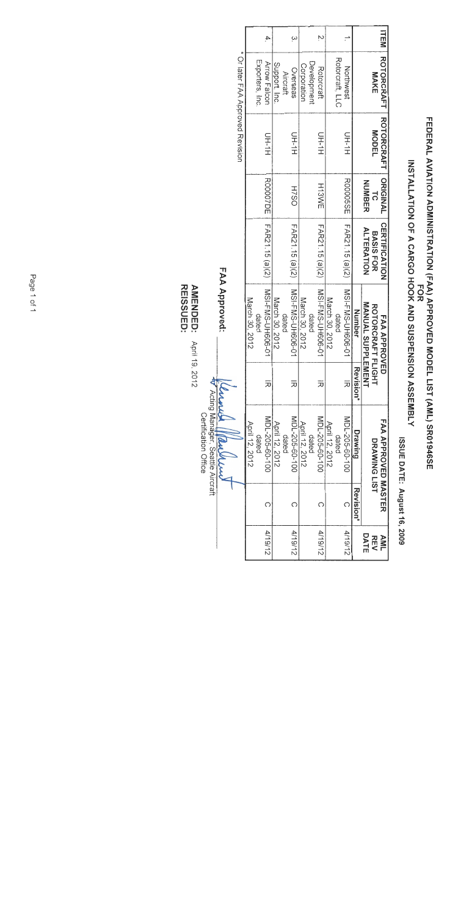# FEDERAL AVIATION ADMINISTRATION (FAA) APPROVED MODEL LIST (AML) SR01946SE FOR INSTALLATION OF A CARGO HOOK AND SUSPENSION ASSEMBLY

**ISSUE DATE: August 16, 2009**

| ITEM | ROTORCRAFT MAKE | ROTORCRAFT MODEL | ORIGINAL TC NUMBER | CERTIFICATION BASIS FOR ALTERATION | FAA APPROVED ROTORCRAFT FLIGHT MANUAL SUPPLEMENT | | FAA APPROVED MASTER DRAWING LIST | | AML REV DATE |
|---|---|---|---|---|---|---|---|---|---|
| | | | | | Number | Revision* | Drawing | Revision* | |
| 1. | Northwest Rotorcraft, LLC | UH-1H | R00005SE | FAR21.15 (a)(2) | MSI-FMS-UH606-01 dated March 30, 2012 | IR | MDL-205-60-100 dated April 12, 2012 | C | 4/19/12 |
| 2. | Rotorcraft Development Corporation | UH-1H | H13WE | FAR21.15 (a)(2) | MSI-FMS-UH606-01 dated March 30, 2012 | IR | MDL-205-60-100 dated April 12, 2012 | C | 4/19/12 |
| 3. | Overseas Aircraft Support, Inc. | UH-1H | H7SO | FAR21.15 (a)(2) | MSI-FMS-UH606-01 dated March 30, 2012 | IR | MDL-205-60-100 dated April 12, 2012 | C | 4/19/12 |
| 4. | Arrow Falcon Exporters, Inc. | UH-1H | R00007DE | FAR21.15 (a)(2) | MSI-FMS-UH606-01 dated March 30, 2012 | IR | MDL-205-60-100 dated April 12, 2012 | C | 4/19/12 |

\* Or later FAA Approved Revision

**FAA Approved:** ______________________
for Acting Manager, Seattle Aircraft Certification Office

**AMENDED:** April 19, 2012

**REISSUED:**